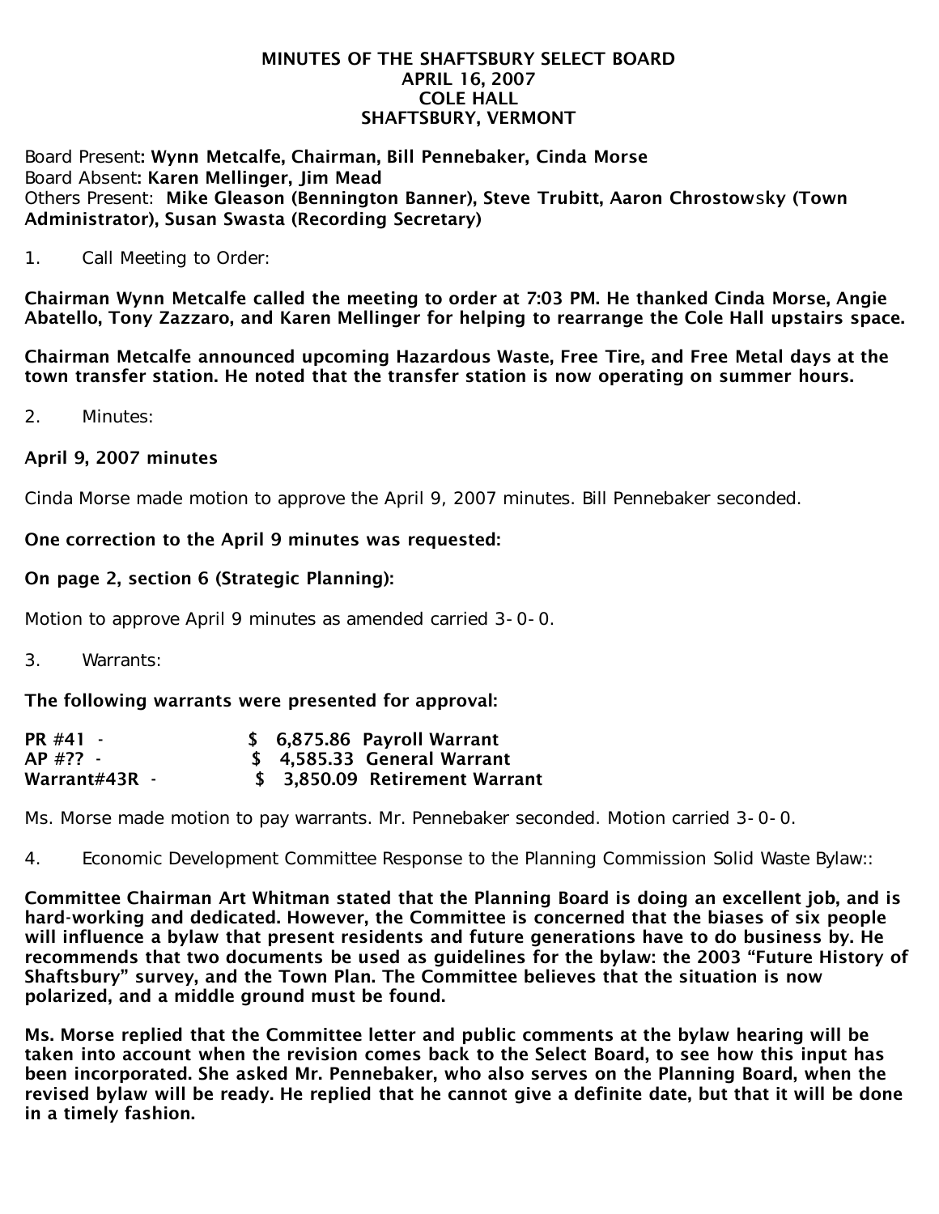# MINUTES OF THE SHAFTSBURY SELECT BOARD
## APRIL 16, 2007
## COLE HALL
## SHAFTSBURY, VERMONT

Board Present: **Wynn Metcalfe, Chairman, Bill Pennebaker, Cinda Morse**
Board Absent: **Karen Mellinger, Jim Mead**
Others Present: **Mike Gleason (Bennington Banner), Steve Trubitt, Aaron Chrostowsky (Town Administrator), Susan Swasta (Recording Secretary)**

1. Call Meeting to Order:

**Chairman Wynn Metcalfe called the meeting to order at 7:03 PM. He thanked Cinda Morse, Angie Abatello, Tony Zazzaro, and Karen Mellinger for helping to rearrange the Cole Hall upstairs space.**

**Chairman Metcalfe announced upcoming Hazardous Waste, Free Tire, and Free Metal days at the town transfer station. He noted that the transfer station is now operating on summer hours.**

2. Minutes:

**April 9, 2007 minutes**

Cinda Morse made motion to approve the April 9, 2007 minutes. Bill Pennebaker seconded.

**One correction to the April 9 minutes was requested:**

**On page 2, section 6 (Strategic Planning):**

Motion to approve April 9 minutes as amended carried 3-0-0.

3. Warrants:

**The following warrants were presented for approval:**

| | | |
|---|---|---|
| **PR #41 -** | **$ 6,875.86** | **Payroll Warrant** |
| **AP #?? -** | **$ 4,585.33** | **General Warrant** |
| **Warrant#43R -** | **$ 3,850.09** | **Retirement Warrant** |

Ms. Morse made motion to pay warrants. Mr. Pennebaker seconded. Motion carried 3-0-0.

4. Economic Development Committee Response to the Planning Commission Solid Waste Bylaw::

**Committee Chairman Art Whitman stated that the Planning Board is doing an excellent job, and is hard-working and dedicated. However, the Committee is concerned that the biases of six people will influence a bylaw that present residents and future generations have to do business by. He recommends that two documents be used as guidelines for the bylaw: the 2003 "Future History of Shaftsbury" survey, and the Town Plan. The Committee believes that the situation is now polarized, and a middle ground must be found.**

**Ms. Morse replied that the Committee letter and public comments at the bylaw hearing will be taken into account when the revision comes back to the Select Board, to see how this input has been incorporated. She asked Mr. Pennebaker, who also serves on the Planning Board, when the revised bylaw will be ready. He replied that he cannot give a definite date, but that it will be done in a timely fashion.**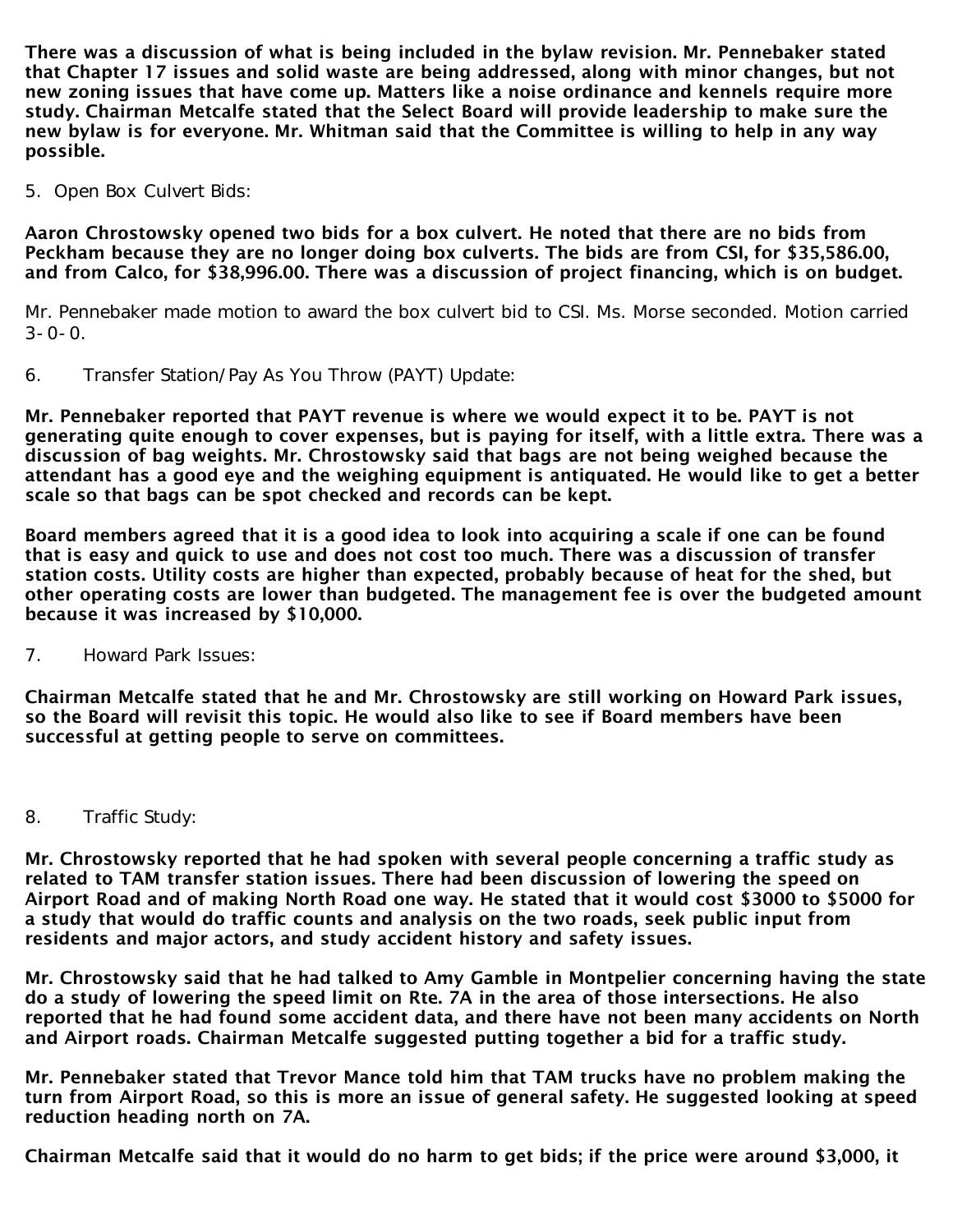**There was a discussion of what is being included in the bylaw revision. Mr. Pennebaker stated that Chapter 17 issues and solid waste are being addressed, along with minor changes, but not new zoning issues that have come up. Matters like a noise ordinance and kennels require more study. Chairman Metcalfe stated that the Select Board will provide leadership to make sure the new bylaw is for everyone. Mr. Whitman said that the Committee is willing to help in any way possible.**

5. Open Box Culvert Bids:

**Aaron Chrostowsky opened two bids for a box culvert. He noted that there are no bids from Peckham because they are no longer doing box culverts. The bids are from CSI, for $35,586.00, and from Calco, for $38,996.00. There was a discussion of project financing, which is on budget.**

Mr. Pennebaker made motion to award the box culvert bid to CSI. Ms. Morse seconded. Motion carried 3-0-0.

6. Transfer Station/Pay As You Throw (PAYT) Update:

**Mr. Pennebaker reported that PAYT revenue is where we would expect it to be. PAYT is not generating quite enough to cover expenses, but is paying for itself, with a little extra. There was a discussion of bag weights. Mr. Chrostowsky said that bags are not being weighed because the attendant has a good eye and the weighing equipment is antiquated. He would like to get a better scale so that bags can be spot checked and records can be kept.**

**Board members agreed that it is a good idea to look into acquiring a scale if one can be found that is easy and quick to use and does not cost too much. There was a discussion of transfer station costs. Utility costs are higher than expected, probably because of heat for the shed, but other operating costs are lower than budgeted. The management fee is over the budgeted amount because it was increased by $10,000.**

7. Howard Park Issues:

**Chairman Metcalfe stated that he and Mr. Chrostowsky are still working on Howard Park issues, so the Board will revisit this topic. He would also like to see if Board members have been successful at getting people to serve on committees.**

8. Traffic Study:

**Mr. Chrostowsky reported that he had spoken with several people concerning a traffic study as related to TAM transfer station issues. There had been discussion of lowering the speed on Airport Road and of making North Road one way. He stated that it would cost $3000 to $5000 for a study that would do traffic counts and analysis on the two roads, seek public input from residents and major actors, and study accident history and safety issues.**

**Mr. Chrostowsky said that he had talked to Amy Gamble in Montpelier concerning having the state do a study of lowering the speed limit on Rte. 7A in the area of those intersections. He also reported that he had found some accident data, and there have not been many accidents on North and Airport roads. Chairman Metcalfe suggested putting together a bid for a traffic study.**

**Mr. Pennebaker stated that Trevor Mance told him that TAM trucks have no problem making the turn from Airport Road, so this is more an issue of general safety. He suggested looking at speed reduction heading north on 7A.**

**Chairman Metcalfe said that it would do no harm to get bids; if the price were around $3,000, it**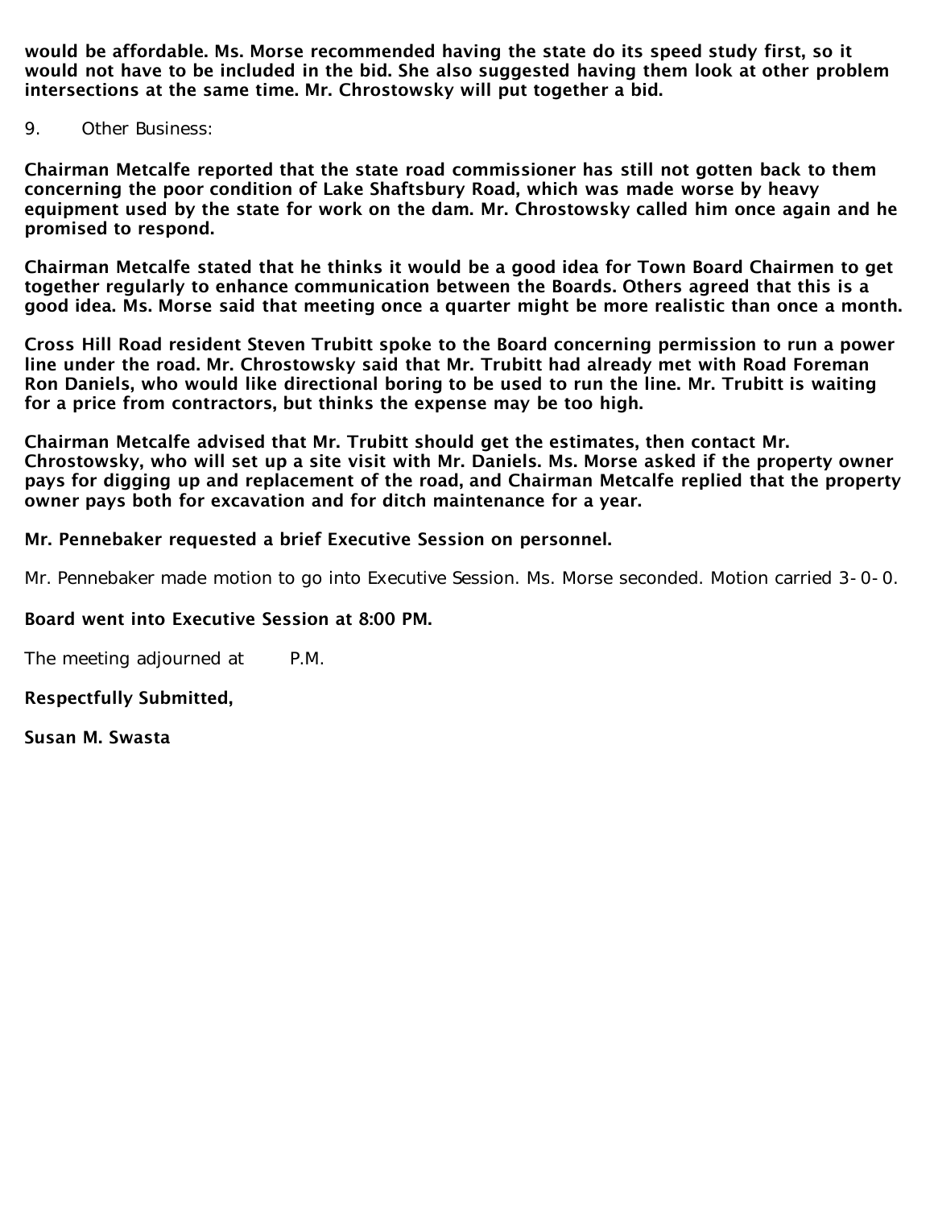**would be affordable. Ms. Morse recommended having the state do its speed study first, so it would not have to be included in the bid. She also suggested having them look at other problem intersections at the same time. Mr. Chrostowsky will put together a bid.**

9. Other Business:

**Chairman Metcalfe reported that the state road commissioner has still not gotten back to them concerning the poor condition of Lake Shaftsbury Road, which was made worse by heavy equipment used by the state for work on the dam. Mr. Chrostowsky called him once again and he promised to respond.**

**Chairman Metcalfe stated that he thinks it would be a good idea for Town Board Chairmen to get together regularly to enhance communication between the Boards. Others agreed that this is a good idea. Ms. Morse said that meeting once a quarter might be more realistic than once a month.**

**Cross Hill Road resident Steven Trubitt spoke to the Board concerning permission to run a power line under the road. Mr. Chrostowsky said that Mr. Trubitt had already met with Road Foreman Ron Daniels, who would like directional boring to be used to run the line. Mr. Trubitt is waiting for a price from contractors, but thinks the expense may be too high.**

**Chairman Metcalfe advised that Mr. Trubitt should get the estimates, then contact Mr. Chrostowsky, who will set up a site visit with Mr. Daniels. Ms. Morse asked if the property owner pays for digging up and replacement of the road, and Chairman Metcalfe replied that the property owner pays both for excavation and for ditch maintenance for a year.**

**Mr. Pennebaker requested a brief Executive Session on personnel.**

Mr. Pennebaker made motion to go into Executive Session. Ms. Morse seconded. Motion carried 3-0-0.

**Board went into Executive Session at 8:00 PM.**

The meeting adjourned at P.M.

**Respectfully Submitted,**

**Susan M. Swasta**